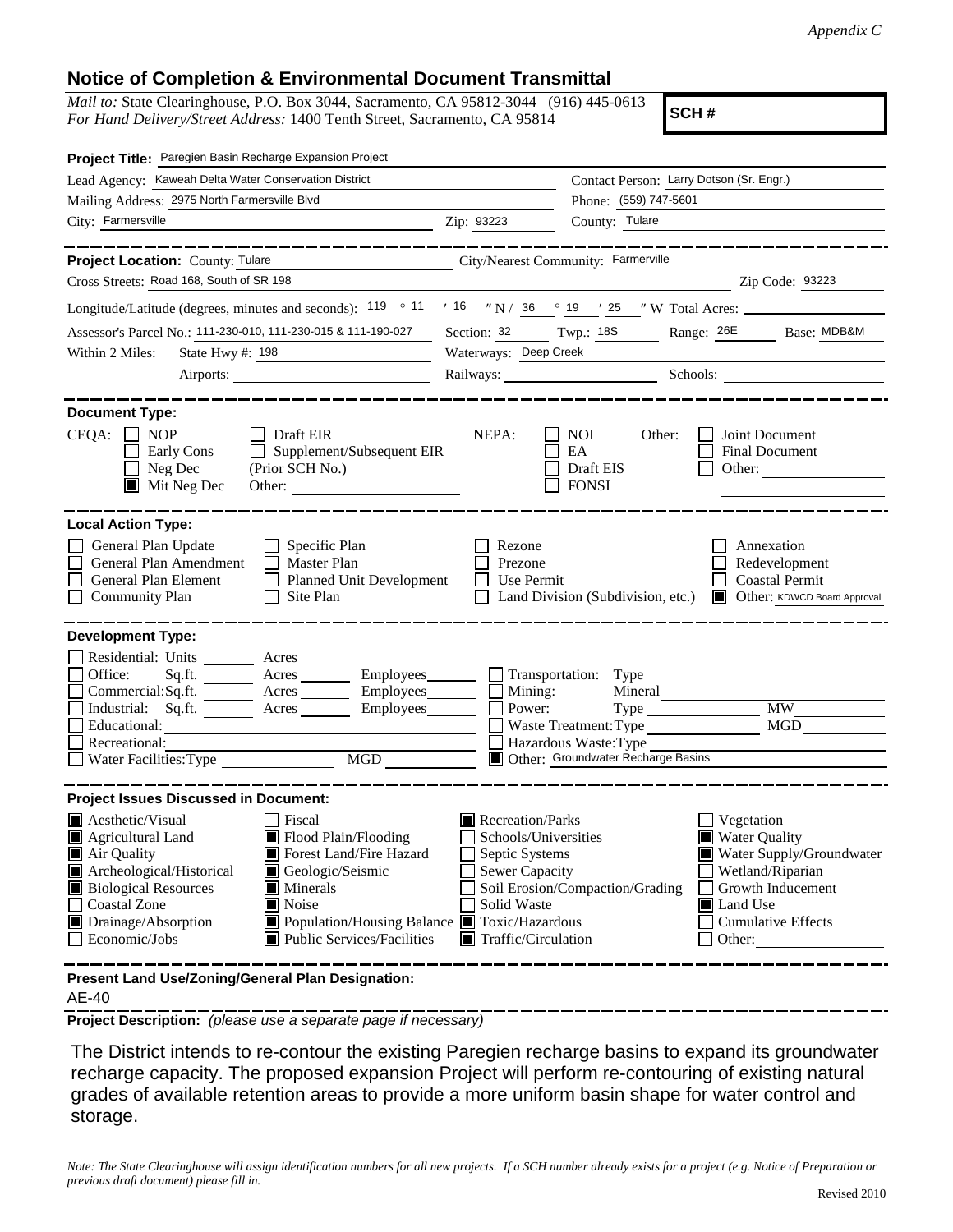*Appendix C*

## Notice of Completion & Environmental Document Transmittal

*Mail to:* State Clearinghouse, P.O. Box 3044, Sacramento, CA 95812-3044 (916) 445-0613
*For Hand Delivery/Street Address:* 1400 Tenth Street, Sacramento, CA 95814

**SCH #**

**Project Title:** Paregien Basin Recharge Expansion Project

Lead Agency: Kaweah Delta Water Conservation District
Contact Person: Larry Dotson (Sr. Engr.)
Mailing Address: 2975 North Farmersville Blvd
Phone: (559) 747-5601
City: Farmersville Zip: 93223
County: Tulare

---

**Project Location:** County: Tulare City/Nearest Community: Farmerville
Cross Streets: Road 168, South of SR 198 Zip Code: 93223
Longitude/Latitude (degrees, minutes and seconds): 119 ° 11 ′ 16 ″ N / 36 ° 19 ′ 25 ″ W Total Acres:
Assessor's Parcel No.: 111-230-010, 111-230-015 & 111-190-027 Section: 32 Twp.: 18S Range: 26E Base: MDB&M
Within 2 Miles: State Hwy #: 198 Waterways: Deep Creek
Airports: Railways: Schools:

---

**Document Type:**

CEQA: ☐ NOP ☐ Early Cons ☐ Neg Dec ■ Mit Neg Dec ☐ Draft EIR ☐ Supplement/Subsequent EIR (Prior SCH No.) Other:

NEPA: ☐ NOI ☐ EA ☐ Draft EIS ☐ FONSI

Other: ☐ Joint Document ☐ Final Document ☐ Other:

---

**Local Action Type:**

☐ General Plan Update ☐ General Plan Amendment ☐ General Plan Element ☐ Community Plan ☐ Specific Plan ☐ Master Plan ☐ Planned Unit Development ☐ Site Plan ☐ Rezone ☐ Prezone ☐ Use Permit ☐ Land Division (Subdivision, etc.) ☐ Annexation ☐ Redevelopment ☐ Coastal Permit ■ Other: KDWCD Board Approval

---

**Development Type:**

☐ Residential: Units Acres
☐ Office: Sq.ft. Acres Employees
☐ Commercial: Sq.ft. Acres Employees
☐ Industrial: Sq.ft. Acres Employees
☐ Educational:
☐ Recreational:
☐ Water Facilities: Type MGD
☐ Transportation: Type
☐ Mining: Mineral
☐ Power: Type MW
☐ Waste Treatment: Type MGD
☐ Hazardous Waste: Type
■ Other: Groundwater Recharge Basins

---

**Project Issues Discussed in Document:**

■ Aesthetic/Visual
■ Agricultural Land
■ Air Quality
■ Archeological/Historical
■ Biological Resources
☐ Coastal Zone
■ Drainage/Absorption
☐ Economic/Jobs
☐ Fiscal
■ Flood Plain/Flooding
■ Forest Land/Fire Hazard
■ Geologic/Seismic
■ Minerals
■ Noise
■ Population/Housing Balance
■ Public Services/Facilities
■ Recreation/Parks
☐ Schools/Universities
☐ Septic Systems
☐ Sewer Capacity
☐ Soil Erosion/Compaction/Grading
☐ Solid Waste
■ Toxic/Hazardous
■ Traffic/Circulation
☐ Vegetation
■ Water Quality
■ Water Supply/Groundwater
☐ Wetland/Riparian
☐ Growth Inducement
■ Land Use
☐ Cumulative Effects
☐ Other:

---

**Present Land Use/Zoning/General Plan Designation:**

AE-40

**Project Description:** *(please use a separate page if necessary)*

The District intends to re-contour the existing Paregien recharge basins to expand its groundwater recharge capacity. The proposed expansion Project will perform re-contouring of existing natural grades of available retention areas to provide a more uniform basin shape for water control and storage.

*Note: The State Clearinghouse will assign identification numbers for all new projects. If a SCH number already exists for a project (e.g. Notice of Preparation or previous draft document) please fill in.*

Revised 2010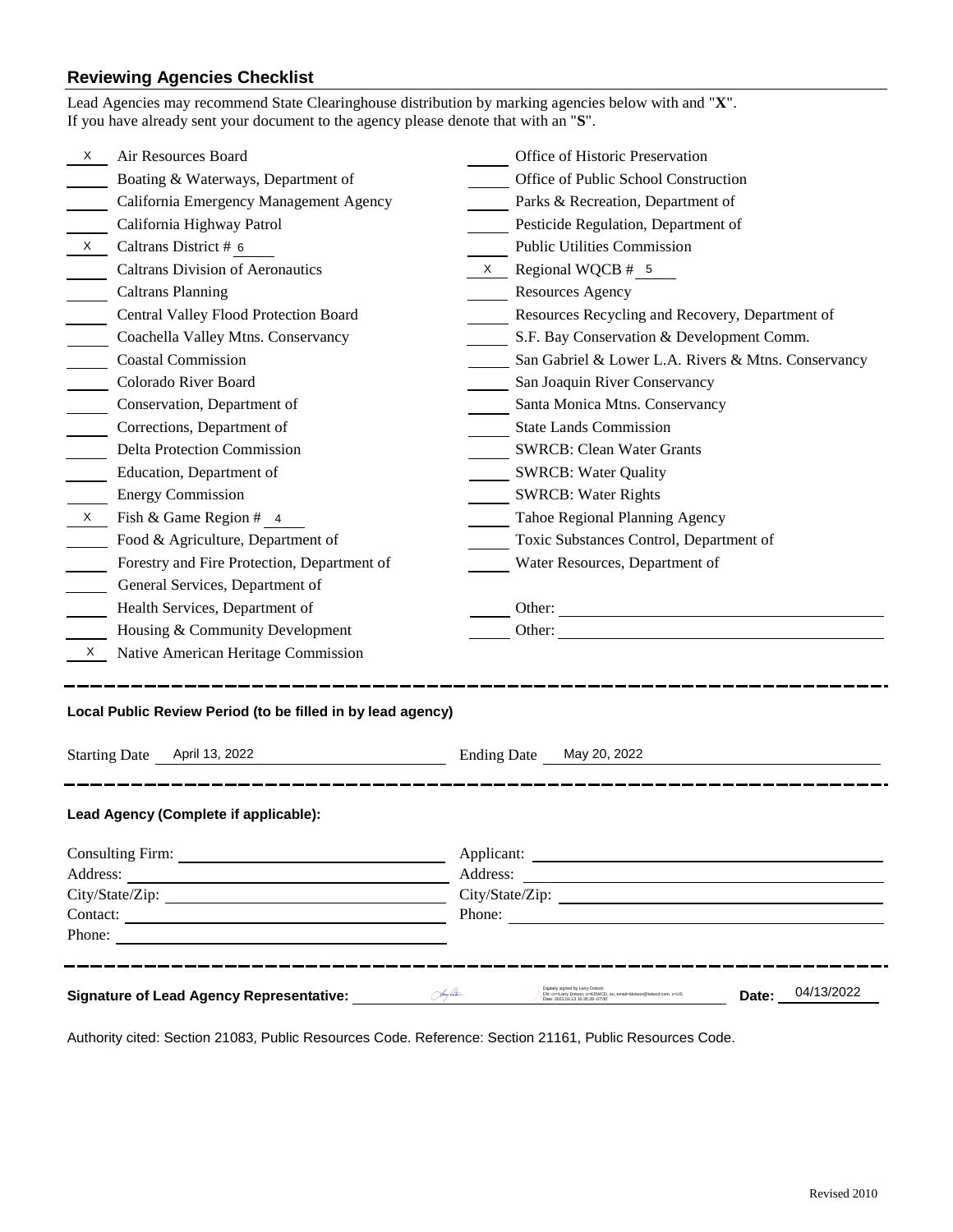## Reviewing Agencies Checklist

Lead Agencies may recommend State Clearinghouse distribution by marking agencies below with and "**X**".
If you have already sent your document to the agency please denote that with an "**S**".

| | | | |
|---|---|---|---|
| X | Air Resources Board | | Office of Historic Preservation |
| | Boating & Waterways, Department of | | Office of Public School Construction |
| | California Emergency Management Agency | | Parks & Recreation, Department of |
| | California Highway Patrol | | Pesticide Regulation, Department of |
| X | Caltrans District # 6 | | Public Utilities Commission |
| | Caltrans Division of Aeronautics | X | Regional WQCB # 5 |
| | Caltrans Planning | | Resources Agency |
| | Central Valley Flood Protection Board | | Resources Recycling and Recovery, Department of |
| | Coachella Valley Mtns. Conservancy | | S.F. Bay Conservation & Development Comm. |
| | Coastal Commission | | San Gabriel & Lower L.A. Rivers & Mtns. Conservancy |
| | Colorado River Board | | San Joaquin River Conservancy |
| | Conservation, Department of | | Santa Monica Mtns. Conservancy |
| | Corrections, Department of | | State Lands Commission |
| | Delta Protection Commission | | SWRCB: Clean Water Grants |
| | Education, Department of | | SWRCB: Water Quality |
| | Energy Commission | | SWRCB: Water Rights |
| X | Fish & Game Region # 4 | | Tahoe Regional Planning Agency |
| | Food & Agriculture, Department of | | Toxic Substances Control, Department of |
| | Forestry and Fire Protection, Department of | | Water Resources, Department of |
| | General Services, Department of | | |
| | Health Services, Department of | | Other: |
| | Housing & Community Development | | Other: |
| X | Native American Heritage Commission | | |

---

**Local Public Review Period (to be filled in by lead agency)**

Starting Date April 13, 2022 Ending Date May 20, 2022

---

**Lead Agency (Complete if applicable):**

Consulting Firm:
Address:
City/State/Zip:
Contact:
Phone:

Applicant:
Address:
City/State/Zip:
Phone:

---

**Signature of Lead Agency Representative:** Digitally signed by Larry Dotson DN: cn=Larry Dotson, o=KDWCD, ou, email=ldotson@kdwcd.com, c=US Date: 2022.04.13 10:35:39 -07'00' **Date:** 04/13/2022

Authority cited: Section 21083, Public Resources Code. Reference: Section 21161, Public Resources Code.

Revised 2010